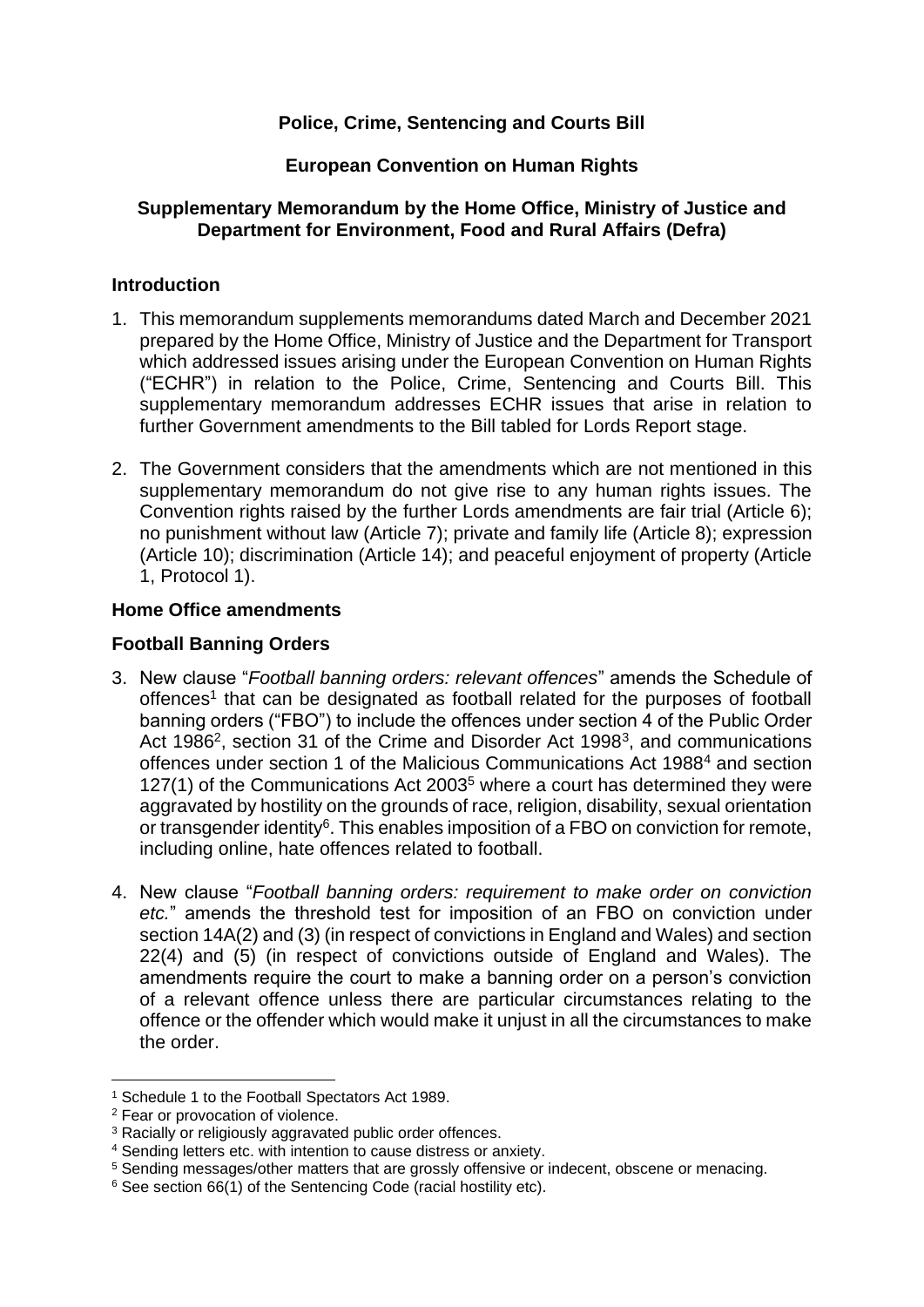**Police, Crime, Sentencing and Courts Bill**

**European Convention on Human Rights**

**Supplementary Memorandum by the Home Office, Ministry of Justice and Department for Environment, Food and Rural Affairs (Defra)**

## Introduction

1. This memorandum supplements memorandums dated March and December 2021 prepared by the Home Office, Ministry of Justice and the Department for Transport which addressed issues arising under the European Convention on Human Rights ("ECHR") in relation to the Police, Crime, Sentencing and Courts Bill. This supplementary memorandum addresses ECHR issues that arise in relation to further Government amendments to the Bill tabled for Lords Report stage.

2. The Government considers that the amendments which are not mentioned in this supplementary memorandum do not give rise to any human rights issues. The Convention rights raised by the further Lords amendments are fair trial (Article 6); no punishment without law (Article 7); private and family life (Article 8); expression (Article 10); discrimination (Article 14); and peaceful enjoyment of property (Article 1, Protocol 1).

## Home Office amendments

## Football Banning Orders

3. New clause "*Football banning orders: relevant offences*" amends the Schedule of offences[1] that can be designated as football related for the purposes of football banning orders ("FBO") to include the offences under section 4 of the Public Order Act 1986[2], section 31 of the Crime and Disorder Act 1998[3], and communications offences under section 1 of the Malicious Communications Act 1988[4] and section 127(1) of the Communications Act 2003[5] where a court has determined they were aggravated by hostility on the grounds of race, religion, disability, sexual orientation or transgender identity[6]. This enables imposition of a FBO on conviction for remote, including online, hate offences related to football.

4. New clause "*Football banning orders: requirement to make order on conviction etc.*" amends the threshold test for imposition of an FBO on conviction under section 14A(2) and (3) (in respect of convictions in England and Wales) and section 22(4) and (5) (in respect of convictions outside of England and Wales). The amendments require the court to make a banning order on a person's conviction of a relevant offence unless there are particular circumstances relating to the offence or the offender which would make it unjust in all the circumstances to make the order.

---

[1] Schedule 1 to the Football Spectators Act 1989.

[2] Fear or provocation of violence.

[3] Racially or religiously aggravated public order offences.

[4] Sending letters etc. with intention to cause distress or anxiety.

[5] Sending messages/other matters that are grossly offensive or indecent, obscene or menacing.

[6] See section 66(1) of the Sentencing Code (racial hostility etc).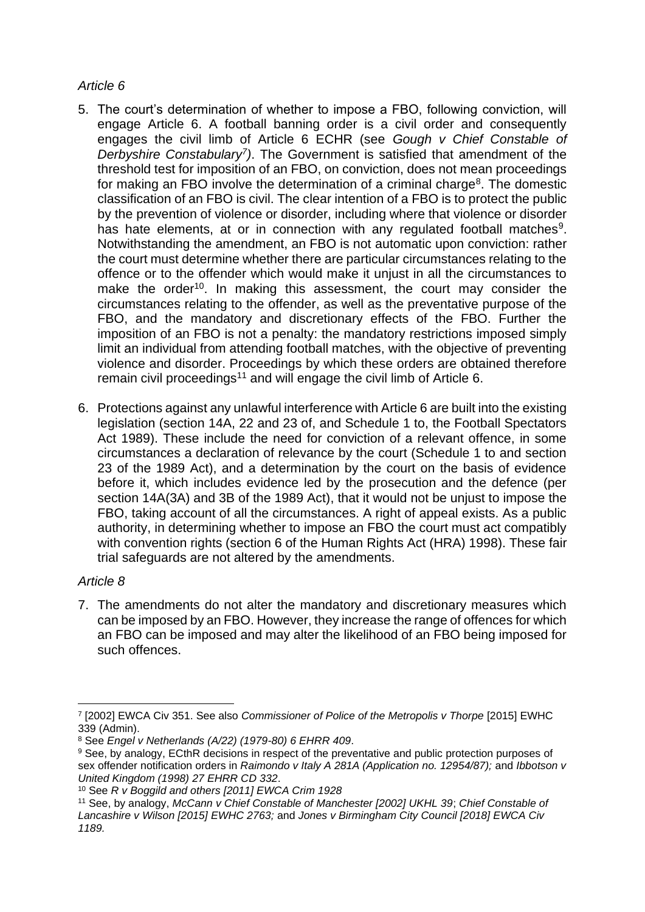*Article 6*

5. The court's determination of whether to impose a FBO, following conviction, will engage Article 6. A football banning order is a civil order and consequently engages the civil limb of Article 6 ECHR (see *Gough v Chief Constable of Derbyshire Constabulary*[7]). The Government is satisfied that amendment of the threshold test for imposition of an FBO, on conviction, does not mean proceedings for making an FBO involve the determination of a criminal charge[8]. The domestic classification of an FBO is civil. The clear intention of a FBO is to protect the public by the prevention of violence or disorder, including where that violence or disorder has hate elements, at or in connection with any regulated football matches[9]. Notwithstanding the amendment, an FBO is not automatic upon conviction: rather the court must determine whether there are particular circumstances relating to the offence or to the offender which would make it unjust in all the circumstances to make the order[10]. In making this assessment, the court may consider the circumstances relating to the offender, as well as the preventative purpose of the FBO, and the mandatory and discretionary effects of the FBO. Further the imposition of an FBO is not a penalty: the mandatory restrictions imposed simply limit an individual from attending football matches, with the objective of preventing violence and disorder. Proceedings by which these orders are obtained therefore remain civil proceedings[11] and will engage the civil limb of Article 6.

6. Protections against any unlawful interference with Article 6 are built into the existing legislation (section 14A, 22 and 23 of, and Schedule 1 to, the Football Spectators Act 1989). These include the need for conviction of a relevant offence, in some circumstances a declaration of relevance by the court (Schedule 1 to and section 23 of the 1989 Act), and a determination by the court on the basis of evidence before it, which includes evidence led by the prosecution and the defence (per section 14A(3A) and 3B of the 1989 Act), that it would not be unjust to impose the FBO, taking account of all the circumstances. A right of appeal exists. As a public authority, in determining whether to impose an FBO the court must act compatibly with convention rights (section 6 of the Human Rights Act (HRA) 1998). These fair trial safeguards are not altered by the amendments.

*Article 8*

7. The amendments do not alter the mandatory and discretionary measures which can be imposed by an FBO. However, they increase the range of offences for which an FBO can be imposed and may alter the likelihood of an FBO being imposed for such offences.

---

[7] [2002] EWCA Civ 351. See also *Commissioner of Police of the Metropolis v Thorpe* [2015] EWHC 339 (Admin).

[8] See *Engel v Netherlands (A/22) (1979-80) 6 EHRR 409*.

[9] See, by analogy, ECthR decisions in respect of the preventative and public protection purposes of sex offender notification orders in *Raimondo v Italy A 281A (Application no. 12954/87);* and *Ibbotson v United Kingdom (1998) 27 EHRR CD 332*.

[10] See *R v Boggild and others [2011] EWCA Crim 1928*

[11] See, by analogy, *McCann v Chief Constable of Manchester [2002] UKHL 39*; *Chief Constable of Lancashire v Wilson [2015] EWHC 2763;* and *Jones v Birmingham City Council [2018] EWCA Civ 1189.*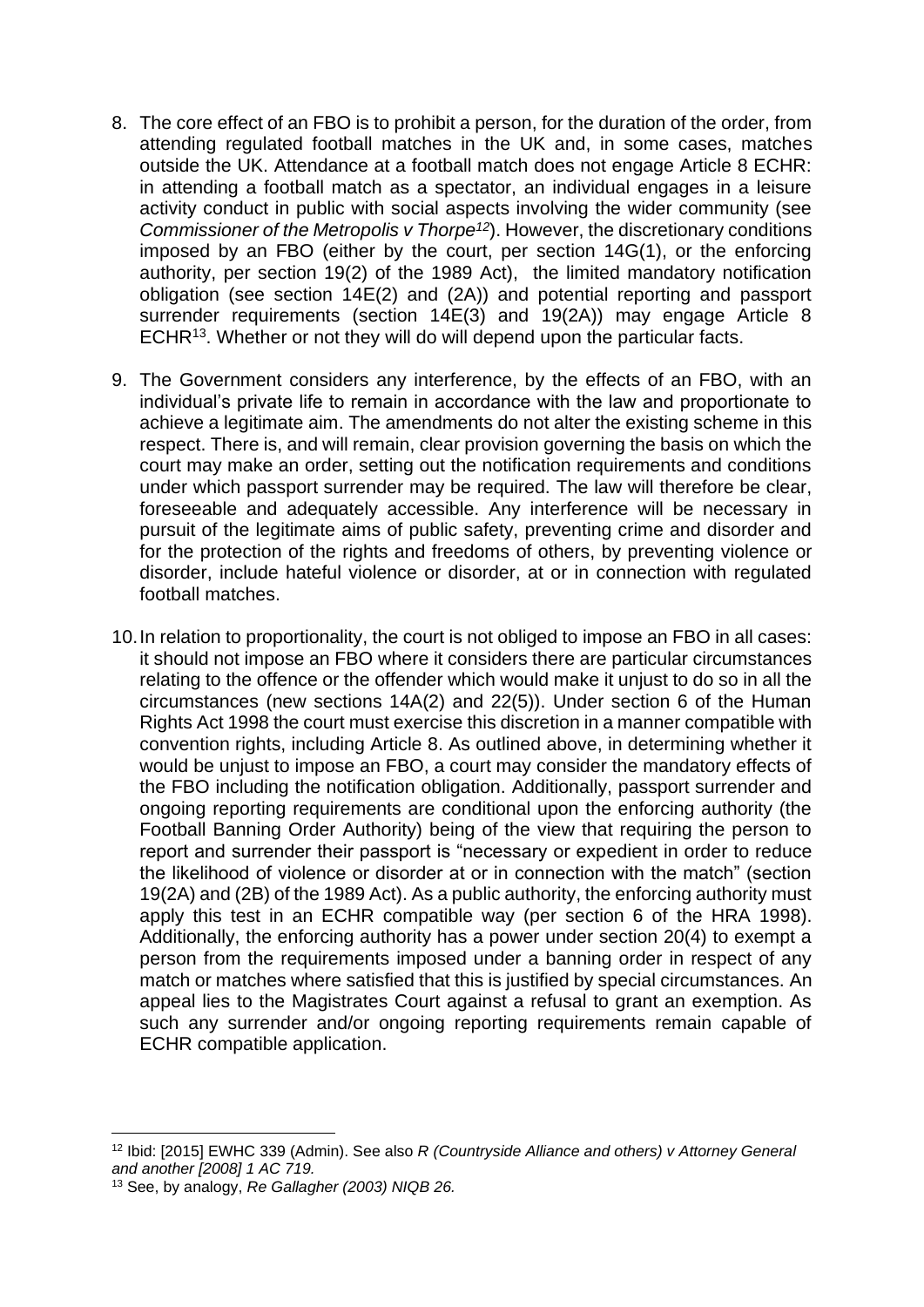8. The core effect of an FBO is to prohibit a person, for the duration of the order, from attending regulated football matches in the UK and, in some cases, matches outside the UK. Attendance at a football match does not engage Article 8 ECHR: in attending a football match as a spectator, an individual engages in a leisure activity conduct in public with social aspects involving the wider community (see *Commissioner of the Metropolis v Thorpe*[12]). However, the discretionary conditions imposed by an FBO (either by the court, per section 14G(1), or the enforcing authority, per section 19(2) of the 1989 Act), the limited mandatory notification obligation (see section 14E(2) and (2A)) and potential reporting and passport surrender requirements (section 14E(3) and 19(2A)) may engage Article 8 ECHR[13]. Whether or not they will do will depend upon the particular facts.

9. The Government considers any interference, by the effects of an FBO, with an individual's private life to remain in accordance with the law and proportionate to achieve a legitimate aim. The amendments do not alter the existing scheme in this respect. There is, and will remain, clear provision governing the basis on which the court may make an order, setting out the notification requirements and conditions under which passport surrender may be required. The law will therefore be clear, foreseeable and adequately accessible. Any interference will be necessary in pursuit of the legitimate aims of public safety, preventing crime and disorder and for the protection of the rights and freedoms of others, by preventing violence or disorder, include hateful violence or disorder, at or in connection with regulated football matches.

10. In relation to proportionality, the court is not obliged to impose an FBO in all cases: it should not impose an FBO where it considers there are particular circumstances relating to the offence or the offender which would make it unjust to do so in all the circumstances (new sections 14A(2) and 22(5)). Under section 6 of the Human Rights Act 1998 the court must exercise this discretion in a manner compatible with convention rights, including Article 8. As outlined above, in determining whether it would be unjust to impose an FBO, a court may consider the mandatory effects of the FBO including the notification obligation. Additionally, passport surrender and ongoing reporting requirements are conditional upon the enforcing authority (the Football Banning Order Authority) being of the view that requiring the person to report and surrender their passport is "necessary or expedient in order to reduce the likelihood of violence or disorder at or in connection with the match" (section 19(2A) and (2B) of the 1989 Act). As a public authority, the enforcing authority must apply this test in an ECHR compatible way (per section 6 of the HRA 1998). Additionally, the enforcing authority has a power under section 20(4) to exempt a person from the requirements imposed under a banning order in respect of any match or matches where satisfied that this is justified by special circumstances. An appeal lies to the Magistrates Court against a refusal to grant an exemption. As such any surrender and/or ongoing reporting requirements remain capable of ECHR compatible application.

---

[12] Ibid: [2015] EWHC 339 (Admin). See also *R (Countryside Alliance and others) v Attorney General and another [2008] 1 AC 719.*

[13] See, by analogy, *Re Gallagher (2003) NIQB 26.*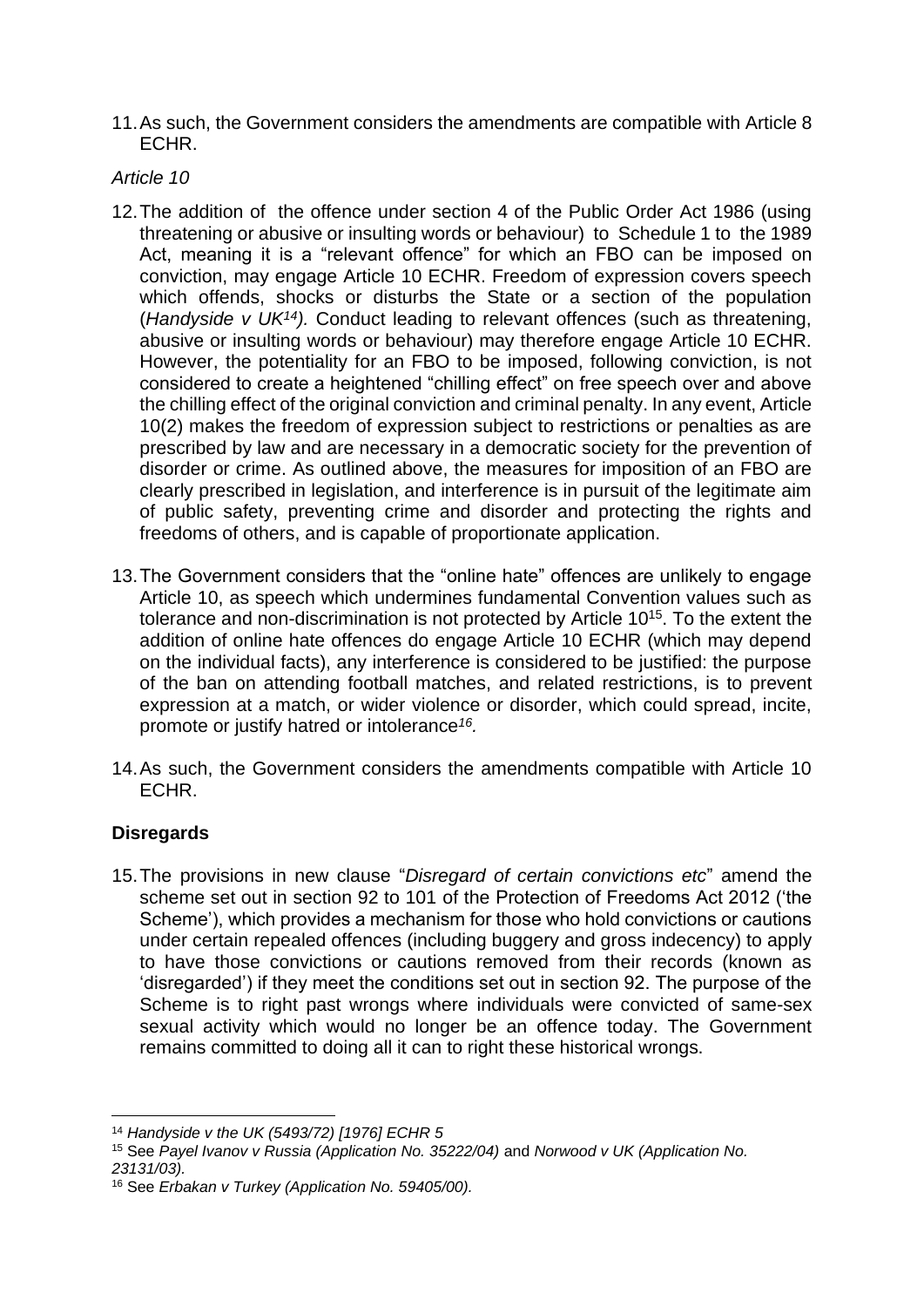11. As such, the Government considers the amendments are compatible with Article 8 ECHR.

*Article 10*

12. The addition of the offence under section 4 of the Public Order Act 1986 (using threatening or abusive or insulting words or behaviour) to Schedule 1 to the 1989 Act, meaning it is a "relevant offence" for which an FBO can be imposed on conviction, may engage Article 10 ECHR. Freedom of expression covers speech which offends, shocks or disturbs the State or a section of the population (*Handyside v UK*[14]*)*. Conduct leading to relevant offences (such as threatening, abusive or insulting words or behaviour) may therefore engage Article 10 ECHR. However, the potentiality for an FBO to be imposed, following conviction, is not considered to create a heightened "chilling effect" on free speech over and above the chilling effect of the original conviction and criminal penalty. In any event, Article 10(2) makes the freedom of expression subject to restrictions or penalties as are prescribed by law and are necessary in a democratic society for the prevention of disorder or crime. As outlined above, the measures for imposition of an FBO are clearly prescribed in legislation, and interference is in pursuit of the legitimate aim of public safety, preventing crime and disorder and protecting the rights and freedoms of others, and is capable of proportionate application.

13. The Government considers that the "online hate" offences are unlikely to engage Article 10, as speech which undermines fundamental Convention values such as tolerance and non-discrimination is not protected by Article 10[15]. To the extent the addition of online hate offences do engage Article 10 ECHR (which may depend on the individual facts), any interference is considered to be justified: the purpose of the ban on attending football matches, and related restrictions, is to prevent expression at a match, or wider violence or disorder, which could spread, incite, promote or justify hatred or intolerance[16].

14. As such, the Government considers the amendments compatible with Article 10 ECHR.

**Disregards**

15. The provisions in new clause "*Disregard of certain convictions etc*" amend the scheme set out in section 92 to 101 of the Protection of Freedoms Act 2012 ('the Scheme'), which provides a mechanism for those who hold convictions or cautions under certain repealed offences (including buggery and gross indecency) to apply to have those convictions or cautions removed from their records (known as 'disregarded') if they meet the conditions set out in section 92. The purpose of the Scheme is to right past wrongs where individuals were convicted of same-sex sexual activity which would no longer be an offence today. The Government remains committed to doing all it can to right these historical wrongs.

---

[14] *Handyside v the UK (5493/72) [1976] ECHR 5*

[15] See *Payel Ivanov v Russia (Application No. 35222/04)* and *Norwood v UK (Application No. 23131/03).*

[16] See *Erbakan v Turkey (Application No. 59405/00).*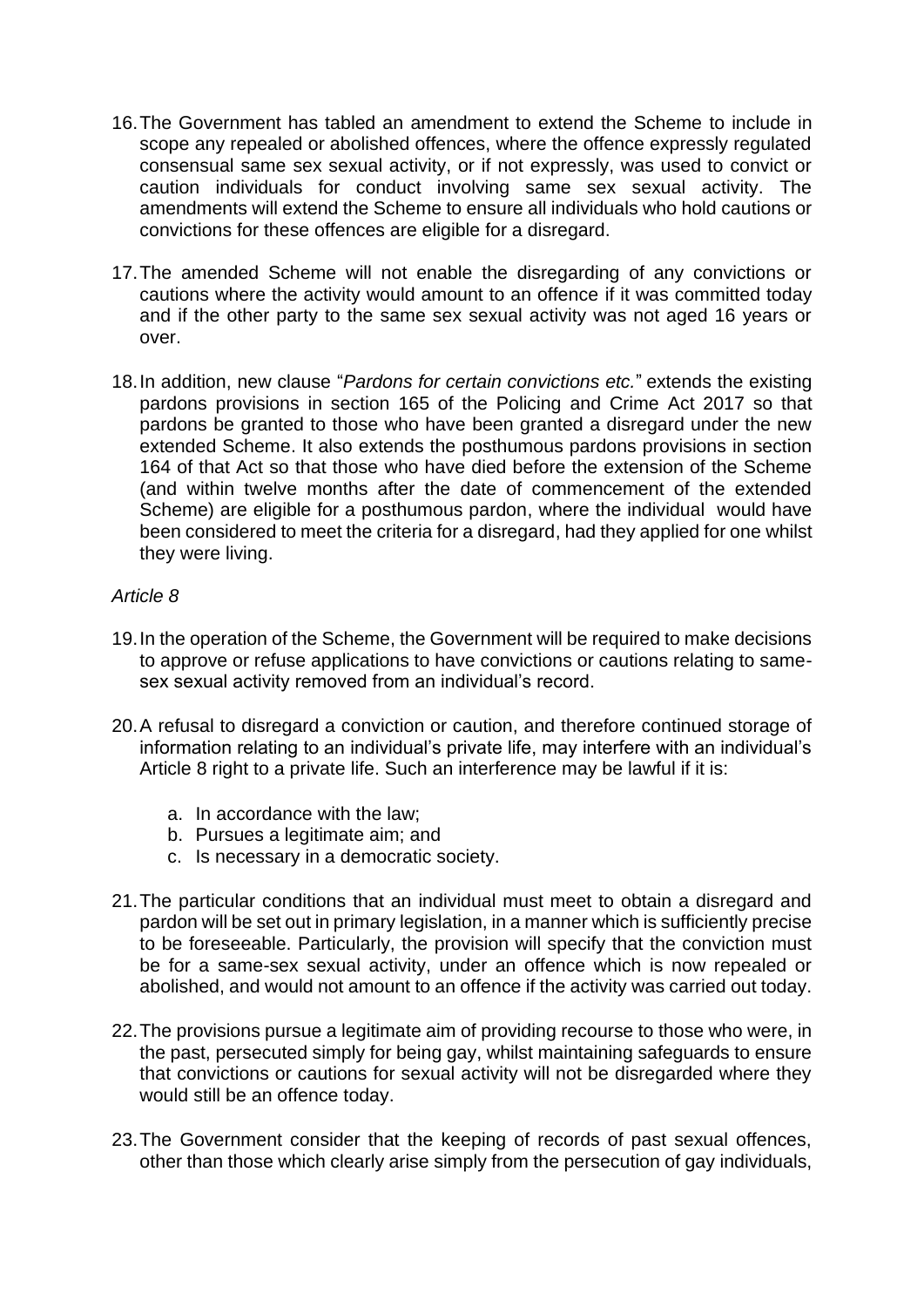16. The Government has tabled an amendment to extend the Scheme to include in scope any repealed or abolished offences, where the offence expressly regulated consensual same sex sexual activity, or if not expressly, was used to convict or caution individuals for conduct involving same sex sexual activity. The amendments will extend the Scheme to ensure all individuals who hold cautions or convictions for these offences are eligible for a disregard.

17. The amended Scheme will not enable the disregarding of any convictions or cautions where the activity would amount to an offence if it was committed today and if the other party to the same sex sexual activity was not aged 16 years or over.

18. In addition, new clause "*Pardons for certain convictions etc.*" extends the existing pardons provisions in section 165 of the Policing and Crime Act 2017 so that pardons be granted to those who have been granted a disregard under the new extended Scheme. It also extends the posthumous pardons provisions in section 164 of that Act so that those who have died before the extension of the Scheme (and within twelve months after the date of commencement of the extended Scheme) are eligible for a posthumous pardon, where the individual would have been considered to meet the criteria for a disregard, had they applied for one whilst they were living.

*Article 8*

19. In the operation of the Scheme, the Government will be required to make decisions to approve or refuse applications to have convictions or cautions relating to same-sex sexual activity removed from an individual's record.

20. A refusal to disregard a conviction or caution, and therefore continued storage of information relating to an individual's private life, may interfere with an individual's Article 8 right to a private life. Such an interference may be lawful if it is:

    a. In accordance with the law;
    b. Pursues a legitimate aim; and
    c. Is necessary in a democratic society.

21. The particular conditions that an individual must meet to obtain a disregard and pardon will be set out in primary legislation, in a manner which is sufficiently precise to be foreseeable. Particularly, the provision will specify that the conviction must be for a same-sex sexual activity, under an offence which is now repealed or abolished, and would not amount to an offence if the activity was carried out today.

22. The provisions pursue a legitimate aim of providing recourse to those who were, in the past, persecuted simply for being gay, whilst maintaining safeguards to ensure that convictions or cautions for sexual activity will not be disregarded where they would still be an offence today.

23. The Government consider that the keeping of records of past sexual offences, other than those which clearly arise simply from the persecution of gay individuals,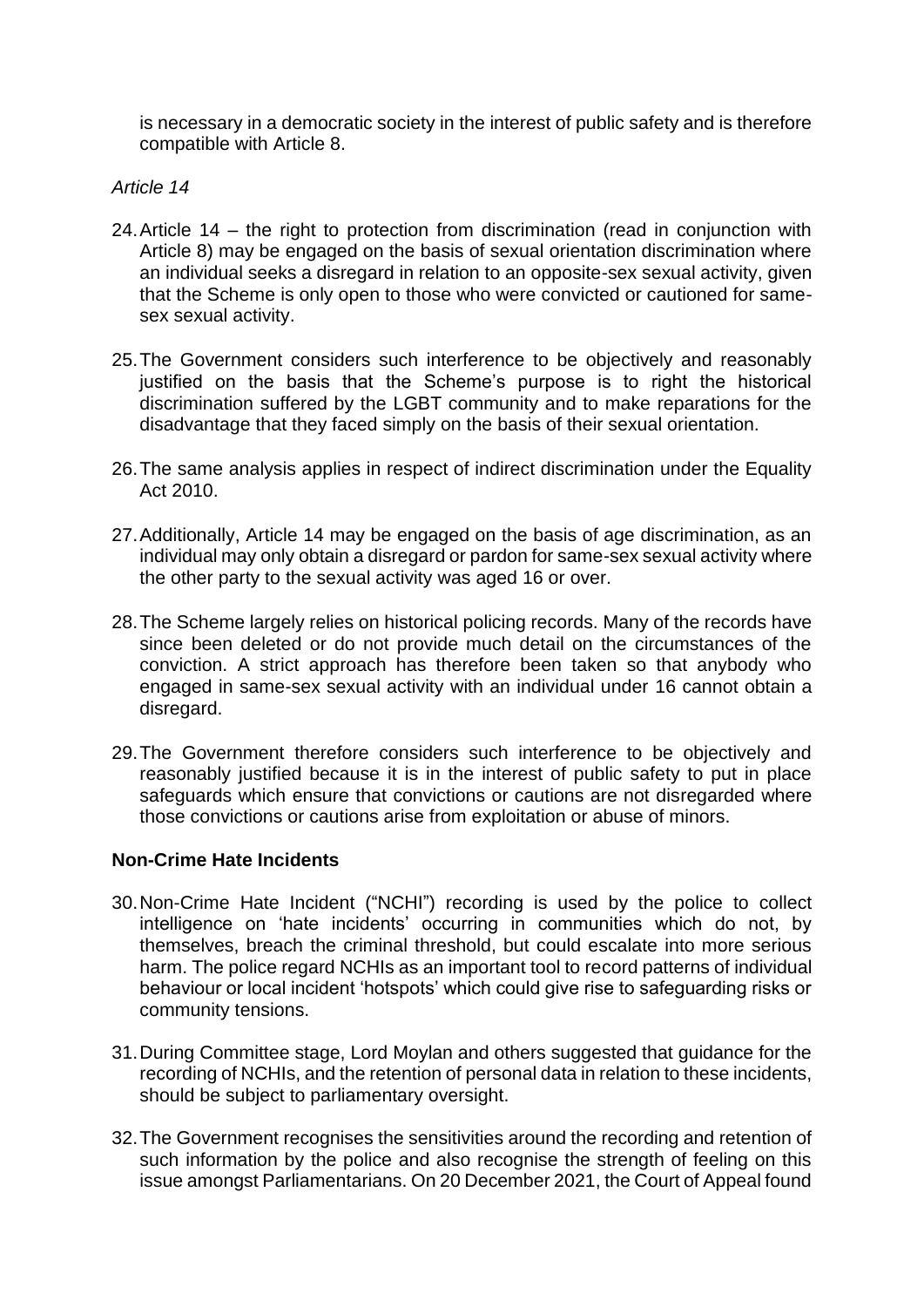is necessary in a democratic society in the interest of public safety and is therefore compatible with Article 8.

*Article 14*

24. Article 14 – the right to protection from discrimination (read in conjunction with Article 8) may be engaged on the basis of sexual orientation discrimination where an individual seeks a disregard in relation to an opposite-sex sexual activity, given that the Scheme is only open to those who were convicted or cautioned for same-sex sexual activity.

25. The Government considers such interference to be objectively and reasonably justified on the basis that the Scheme's purpose is to right the historical discrimination suffered by the LGBT community and to make reparations for the disadvantage that they faced simply on the basis of their sexual orientation.

26. The same analysis applies in respect of indirect discrimination under the Equality Act 2010.

27. Additionally, Article 14 may be engaged on the basis of age discrimination, as an individual may only obtain a disregard or pardon for same-sex sexual activity where the other party to the sexual activity was aged 16 or over.

28. The Scheme largely relies on historical policing records. Many of the records have since been deleted or do not provide much detail on the circumstances of the conviction. A strict approach has therefore been taken so that anybody who engaged in same-sex sexual activity with an individual under 16 cannot obtain a disregard.

29. The Government therefore considers such interference to be objectively and reasonably justified because it is in the interest of public safety to put in place safeguards which ensure that convictions or cautions are not disregarded where those convictions or cautions arise from exploitation or abuse of minors.

**Non-Crime Hate Incidents**

30. Non-Crime Hate Incident ("NCHI") recording is used by the police to collect intelligence on 'hate incidents' occurring in communities which do not, by themselves, breach the criminal threshold, but could escalate into more serious harm. The police regard NCHIs as an important tool to record patterns of individual behaviour or local incident 'hotspots' which could give rise to safeguarding risks or community tensions.

31. During Committee stage, Lord Moylan and others suggested that guidance for the recording of NCHIs, and the retention of personal data in relation to these incidents, should be subject to parliamentary oversight.

32. The Government recognises the sensitivities around the recording and retention of such information by the police and also recognise the strength of feeling on this issue amongst Parliamentarians. On 20 December 2021, the Court of Appeal found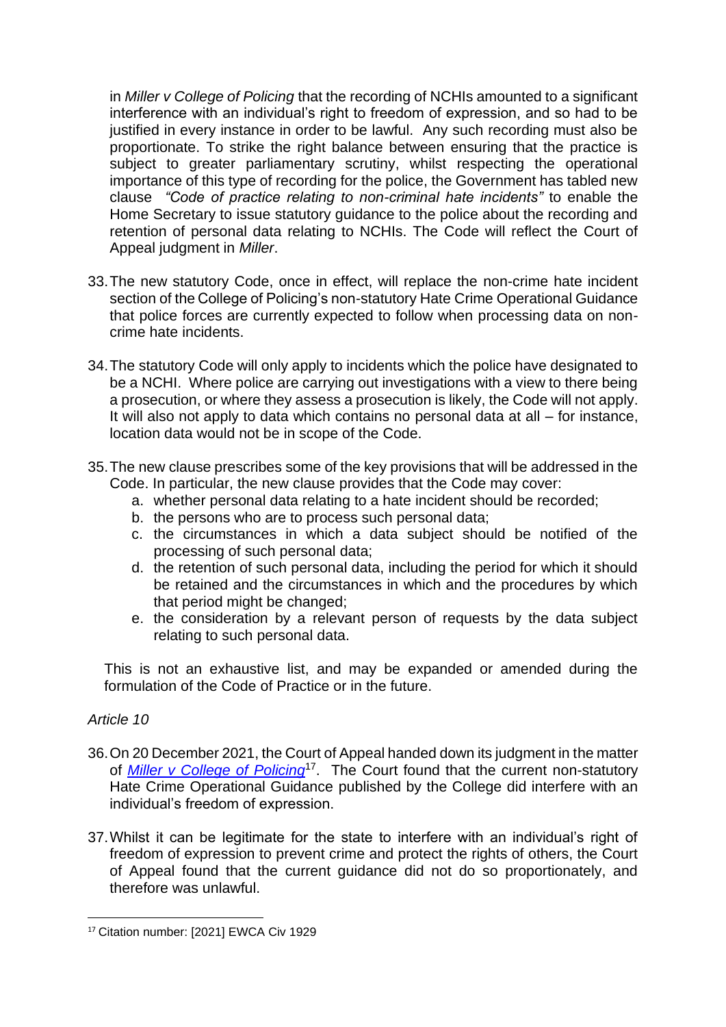in *Miller v College of Policing* that the recording of NCHIs amounted to a significant interference with an individual's right to freedom of expression, and so had to be justified in every instance in order to be lawful. Any such recording must also be proportionate. To strike the right balance between ensuring that the practice is subject to greater parliamentary scrutiny, whilst respecting the operational importance of this type of recording for the police, the Government has tabled new clause *"Code of practice relating to non-criminal hate incidents"* to enable the Home Secretary to issue statutory guidance to the police about the recording and retention of personal data relating to NCHIs. The Code will reflect the Court of Appeal judgment in *Miller*.

33. The new statutory Code, once in effect, will replace the non-crime hate incident section of the College of Policing's non-statutory Hate Crime Operational Guidance that police forces are currently expected to follow when processing data on non-crime hate incidents.

34. The statutory Code will only apply to incidents which the police have designated to be a NCHI. Where police are carrying out investigations with a view to there being a prosecution, or where they assess a prosecution is likely, the Code will not apply. It will also not apply to data which contains no personal data at all – for instance, location data would not be in scope of the Code.

35. The new clause prescribes some of the key provisions that will be addressed in the Code. In particular, the new clause provides that the Code may cover:
    a. whether personal data relating to a hate incident should be recorded;
    b. the persons who are to process such personal data;
    c. the circumstances in which a data subject should be notified of the processing of such personal data;
    d. the retention of such personal data, including the period for which it should be retained and the circumstances in which and the procedures by which that period might be changed;
    e. the consideration by a relevant person of requests by the data subject relating to such personal data.

    This is not an exhaustive list, and may be expanded or amended during the formulation of the Code of Practice or in the future.

*Article 10*

36. On 20 December 2021, the Court of Appeal handed down its judgment in the matter of *Miller v College of Policing*[17]. The Court found that the current non-statutory Hate Crime Operational Guidance published by the College did interfere with an individual's freedom of expression.

37. Whilst it can be legitimate for the state to interfere with an individual's right of freedom of expression to prevent crime and protect the rights of others, the Court of Appeal found that the current guidance did not do so proportionately, and therefore was unlawful.

[17] Citation number: [2021] EWCA Civ 1929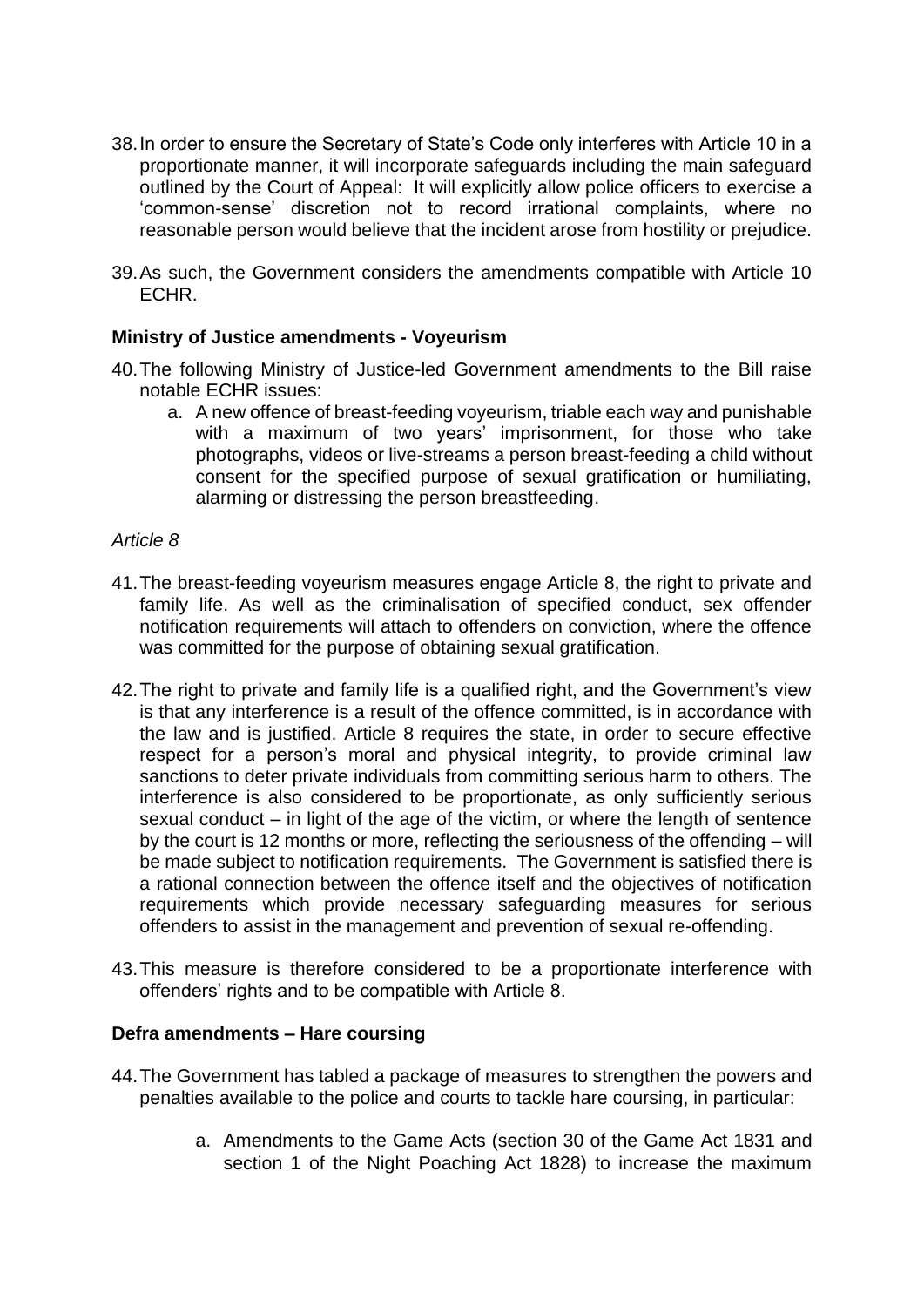38. In order to ensure the Secretary of State's Code only interferes with Article 10 in a proportionate manner, it will incorporate safeguards including the main safeguard outlined by the Court of Appeal: It will explicitly allow police officers to exercise a 'common-sense' discretion not to record irrational complaints, where no reasonable person would believe that the incident arose from hostility or prejudice.

39. As such, the Government considers the amendments compatible with Article 10 ECHR.

**Ministry of Justice amendments - Voyeurism**

40. The following Ministry of Justice-led Government amendments to the Bill raise notable ECHR issues:
    a. A new offence of breast-feeding voyeurism, triable each way and punishable with a maximum of two years' imprisonment, for those who take photographs, videos or live-streams a person breast-feeding a child without consent for the specified purpose of sexual gratification or humiliating, alarming or distressing the person breastfeeding.

*Article 8*

41. The breast-feeding voyeurism measures engage Article 8, the right to private and family life. As well as the criminalisation of specified conduct, sex offender notification requirements will attach to offenders on conviction, where the offence was committed for the purpose of obtaining sexual gratification.

42. The right to private and family life is a qualified right, and the Government's view is that any interference is a result of the offence committed, is in accordance with the law and is justified. Article 8 requires the state, in order to secure effective respect for a person's moral and physical integrity, to provide criminal law sanctions to deter private individuals from committing serious harm to others. The interference is also considered to be proportionate, as only sufficiently serious sexual conduct – in light of the age of the victim, or where the length of sentence by the court is 12 months or more, reflecting the seriousness of the offending – will be made subject to notification requirements. The Government is satisfied there is a rational connection between the offence itself and the objectives of notification requirements which provide necessary safeguarding measures for serious offenders to assist in the management and prevention of sexual re-offending.

43. This measure is therefore considered to be a proportionate interference with offenders' rights and to be compatible with Article 8.

**Defra amendments – Hare coursing**

44. The Government has tabled a package of measures to strengthen the powers and penalties available to the police and courts to tackle hare coursing, in particular:
    a. Amendments to the Game Acts (section 30 of the Game Act 1831 and section 1 of the Night Poaching Act 1828) to increase the maximum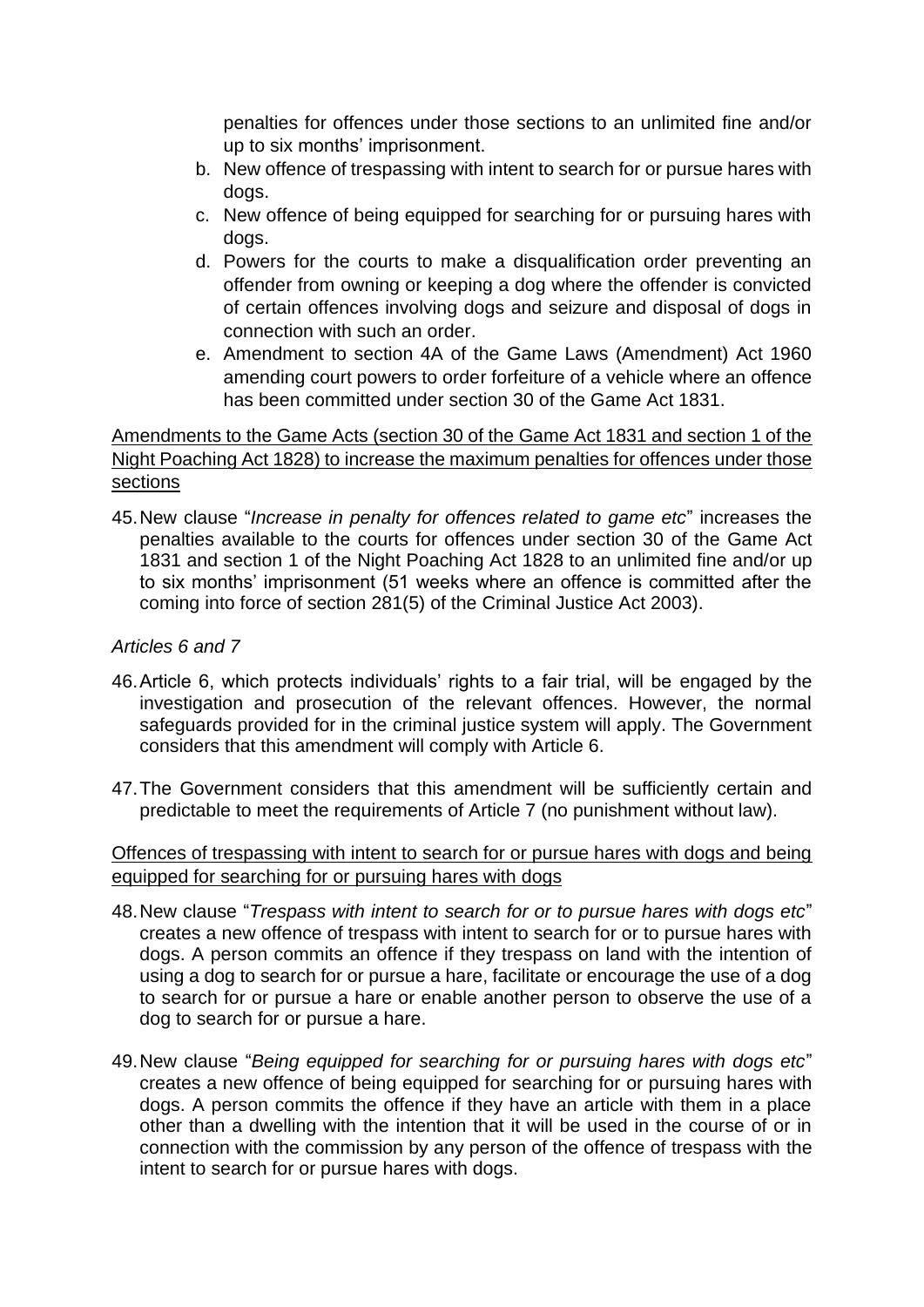penalties for offences under those sections to an unlimited fine and/or up to six months' imprisonment.

b. New offence of trespassing with intent to search for or pursue hares with dogs.
c. New offence of being equipped for searching for or pursuing hares with dogs.
d. Powers for the courts to make a disqualification order preventing an offender from owning or keeping a dog where the offender is convicted of certain offences involving dogs and seizure and disposal of dogs in connection with such an order.
e. Amendment to section 4A of the Game Laws (Amendment) Act 1960 amending court powers to order forfeiture of a vehicle where an offence has been committed under section 30 of the Game Act 1831.

<u>Amendments to the Game Acts (section 30 of the Game Act 1831 and section 1 of the Night Poaching Act 1828) to increase the maximum penalties for offences under those sections</u>

45. New clause "*Increase in penalty for offences related to game etc*" increases the penalties available to the courts for offences under section 30 of the Game Act 1831 and section 1 of the Night Poaching Act 1828 to an unlimited fine and/or up to six months' imprisonment (51 weeks where an offence is committed after the coming into force of section 281(5) of the Criminal Justice Act 2003).

*Articles 6 and 7*

46. Article 6, which protects individuals' rights to a fair trial, will be engaged by the investigation and prosecution of the relevant offences. However, the normal safeguards provided for in the criminal justice system will apply. The Government considers that this amendment will comply with Article 6.

47. The Government considers that this amendment will be sufficiently certain and predictable to meet the requirements of Article 7 (no punishment without law).

<u>Offences of trespassing with intent to search for or pursue hares with dogs and being equipped for searching for or pursuing hares with dogs</u>

48. New clause "*Trespass with intent to search for or to pursue hares with dogs etc*" creates a new offence of trespass with intent to search for or to pursue hares with dogs. A person commits an offence if they trespass on land with the intention of using a dog to search for or pursue a hare, facilitate or encourage the use of a dog to search for or pursue a hare or enable another person to observe the use of a dog to search for or pursue a hare.

49. New clause "*Being equipped for searching for or pursuing hares with dogs etc*" creates a new offence of being equipped for searching for or pursuing hares with dogs. A person commits the offence if they have an article with them in a place other than a dwelling with the intention that it will be used in the course of or in connection with the commission by any person of the offence of trespass with the intent to search for or pursue hares with dogs.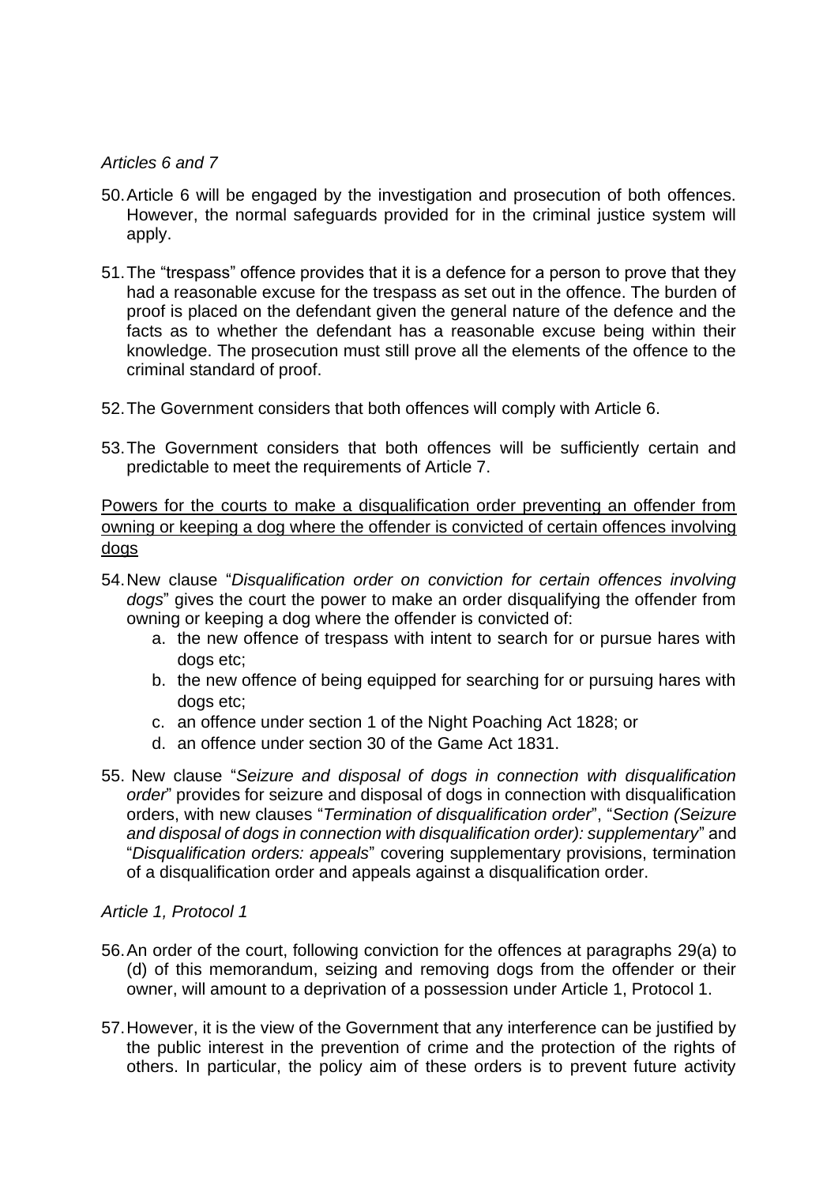*Articles 6 and 7*

50. Article 6 will be engaged by the investigation and prosecution of both offences. However, the normal safeguards provided for in the criminal justice system will apply.

51. The "trespass" offence provides that it is a defence for a person to prove that they had a reasonable excuse for the trespass as set out in the offence. The burden of proof is placed on the defendant given the general nature of the defence and the facts as to whether the defendant has a reasonable excuse being within their knowledge. The prosecution must still prove all the elements of the offence to the criminal standard of proof.

52. The Government considers that both offences will comply with Article 6.

53. The Government considers that both offences will be sufficiently certain and predictable to meet the requirements of Article 7.

<u>Powers for the courts to make a disqualification order preventing an offender from owning or keeping a dog where the offender is convicted of certain offences involving dogs</u>

54. New clause "*Disqualification order on conviction for certain offences involving dogs*" gives the court the power to make an order disqualifying the offender from owning or keeping a dog where the offender is convicted of:
    a. the new offence of trespass with intent to search for or pursue hares with dogs etc;
    b. the new offence of being equipped for searching for or pursuing hares with dogs etc;
    c. an offence under section 1 of the Night Poaching Act 1828; or
    d. an offence under section 30 of the Game Act 1831.

55. New clause "*Seizure and disposal of dogs in connection with disqualification order*" provides for seizure and disposal of dogs in connection with disqualification orders, with new clauses "*Termination of disqualification order*", "*Section (Seizure and disposal of dogs in connection with disqualification order): supplementary*" and "*Disqualification orders: appeals*" covering supplementary provisions, termination of a disqualification order and appeals against a disqualification order.

*Article 1, Protocol 1*

56. An order of the court, following conviction for the offences at paragraphs 29(a) to (d) of this memorandum, seizing and removing dogs from the offender or their owner, will amount to a deprivation of a possession under Article 1, Protocol 1.

57. However, it is the view of the Government that any interference can be justified by the public interest in the prevention of crime and the protection of the rights of others. In particular, the policy aim of these orders is to prevent future activity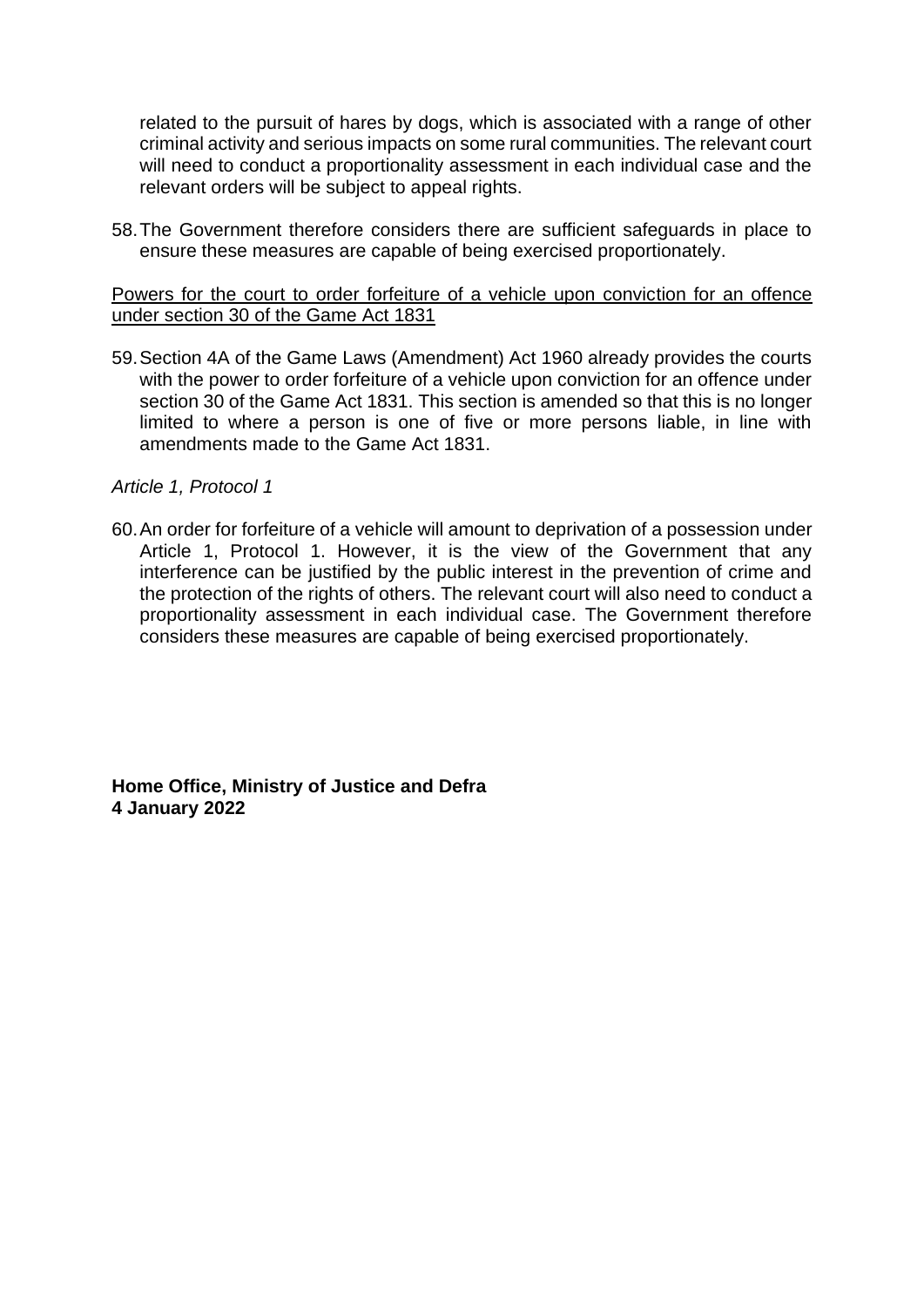related to the pursuit of hares by dogs, which is associated with a range of other criminal activity and serious impacts on some rural communities. The relevant court will need to conduct a proportionality assessment in each individual case and the relevant orders will be subject to appeal rights.

58. The Government therefore considers there are sufficient safeguards in place to ensure these measures are capable of being exercised proportionately.

<u>Powers for the court to order forfeiture of a vehicle upon conviction for an offence under section 30 of the Game Act 1831</u>

59. Section 4A of the Game Laws (Amendment) Act 1960 already provides the courts with the power to order forfeiture of a vehicle upon conviction for an offence under section 30 of the Game Act 1831. This section is amended so that this is no longer limited to where a person is one of five or more persons liable, in line with amendments made to the Game Act 1831.

*Article 1, Protocol 1*

60. An order for forfeiture of a vehicle will amount to deprivation of a possession under Article 1, Protocol 1. However, it is the view of the Government that any interference can be justified by the public interest in the prevention of crime and the protection of the rights of others. The relevant court will also need to conduct a proportionality assessment in each individual case. The Government therefore considers these measures are capable of being exercised proportionately.

**Home Office, Ministry of Justice and Defra**
**4 January 2022**